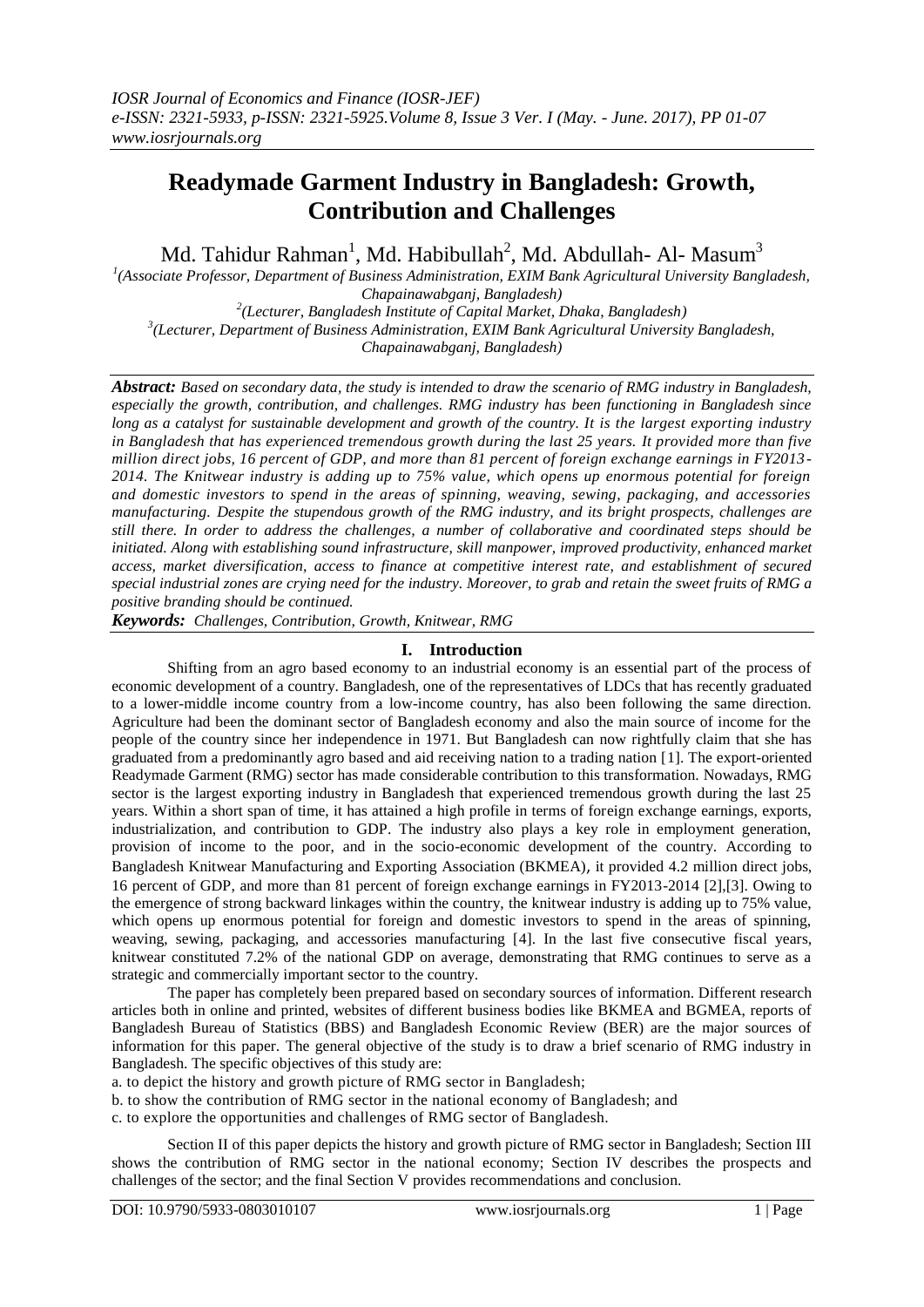# Readymade Garment Industry in Bangladesh: Growth, Contribution and Challenges

Md. Tahidur Rahman[1], Md. Habibullah[2], Md. Abdullah- Al- Masum[3]

[1](Associate Professor, Department of Business Administration, EXIM Bank Agricultural University Bangladesh, Chapainawabganj, Bangladesh)
[2](Lecturer, Bangladesh Institute of Capital Market, Dhaka, Bangladesh)
[3](Lecturer, Department of Business Administration, EXIM Bank Agricultural University Bangladesh, Chapainawabganj, Bangladesh)

***Abstract:*** *Based on secondary data, the study is intended to draw the scenario of RMG industry in Bangladesh, especially the growth, contribution, and challenges. RMG industry has been functioning in Bangladesh since long as a catalyst for sustainable development and growth of the country. It is the largest exporting industry in Bangladesh that has experienced tremendous growth during the last 25 years. It provided more than five million direct jobs, 16 percent of GDP, and more than 81 percent of foreign exchange earnings in FY2013-2014. The Knitwear industry is adding up to 75% value, which opens up enormous potential for foreign and domestic investors to spend in the areas of spinning, weaving, sewing, packaging, and accessories manufacturing. Despite the stupendous growth of the RMG industry, and its bright prospects, challenges are still there. In order to address the challenges, a number of collaborative and coordinated steps should be initiated. Along with establishing sound infrastructure, skill manpower, improved productivity, enhanced market access, market diversification, access to finance at competitive interest rate, and establishment of secured special industrial zones are crying need for the industry. Moreover, to grab and retain the sweet fruits of RMG a positive branding should be continued.*

***Keywords:*** *Challenges, Contribution, Growth, Knitwear, RMG*

## I. Introduction

Shifting from an agro based economy to an industrial economy is an essential part of the process of economic development of a country. Bangladesh, one of the representatives of LDCs that has recently graduated to a lower-middle income country from a low-income country, has also been following the same direction. Agriculture had been the dominant sector of Bangladesh economy and also the main source of income for the people of the country since her independence in 1971. But Bangladesh can now rightfully claim that she has graduated from a predominantly agro based and aid receiving nation to a trading nation [1]. The export-oriented Readymade Garment (RMG) sector has made considerable contribution to this transformation. Nowadays, RMG sector is the largest exporting industry in Bangladesh that experienced tremendous growth during the last 25 years. Within a short span of time, it has attained a high profile in terms of foreign exchange earnings, exports, industrialization, and contribution to GDP. The industry also plays a key role in employment generation, provision of income to the poor, and in the socio-economic development of the country. According to Bangladesh Knitwear Manufacturing and Exporting Association (BKMEA), it provided 4.2 million direct jobs, 16 percent of GDP, and more than 81 percent of foreign exchange earnings in FY2013-2014 [2],[3]. Owing to the emergence of strong backward linkages within the country, the knitwear industry is adding up to 75% value, which opens up enormous potential for foreign and domestic investors to spend in the areas of spinning, weaving, sewing, packaging, and accessories manufacturing [4]. In the last five consecutive fiscal years, knitwear constituted 7.2% of the national GDP on average, demonstrating that RMG continues to serve as a strategic and commercially important sector to the country.

The paper has completely been prepared based on secondary sources of information. Different research articles both in online and printed, websites of different business bodies like BKMEA and BGMEA, reports of Bangladesh Bureau of Statistics (BBS) and Bangladesh Economic Review (BER) are the major sources of information for this paper. The general objective of the study is to draw a brief scenario of RMG industry in Bangladesh. The specific objectives of this study are:

a. to depict the history and growth picture of RMG sector in Bangladesh;
b. to show the contribution of RMG sector in the national economy of Bangladesh; and
c. to explore the opportunities and challenges of RMG sector of Bangladesh.

Section II of this paper depicts the history and growth picture of RMG sector in Bangladesh; Section III shows the contribution of RMG sector in the national economy; Section IV describes the prospects and challenges of the sector; and the final Section V provides recommendations and conclusion.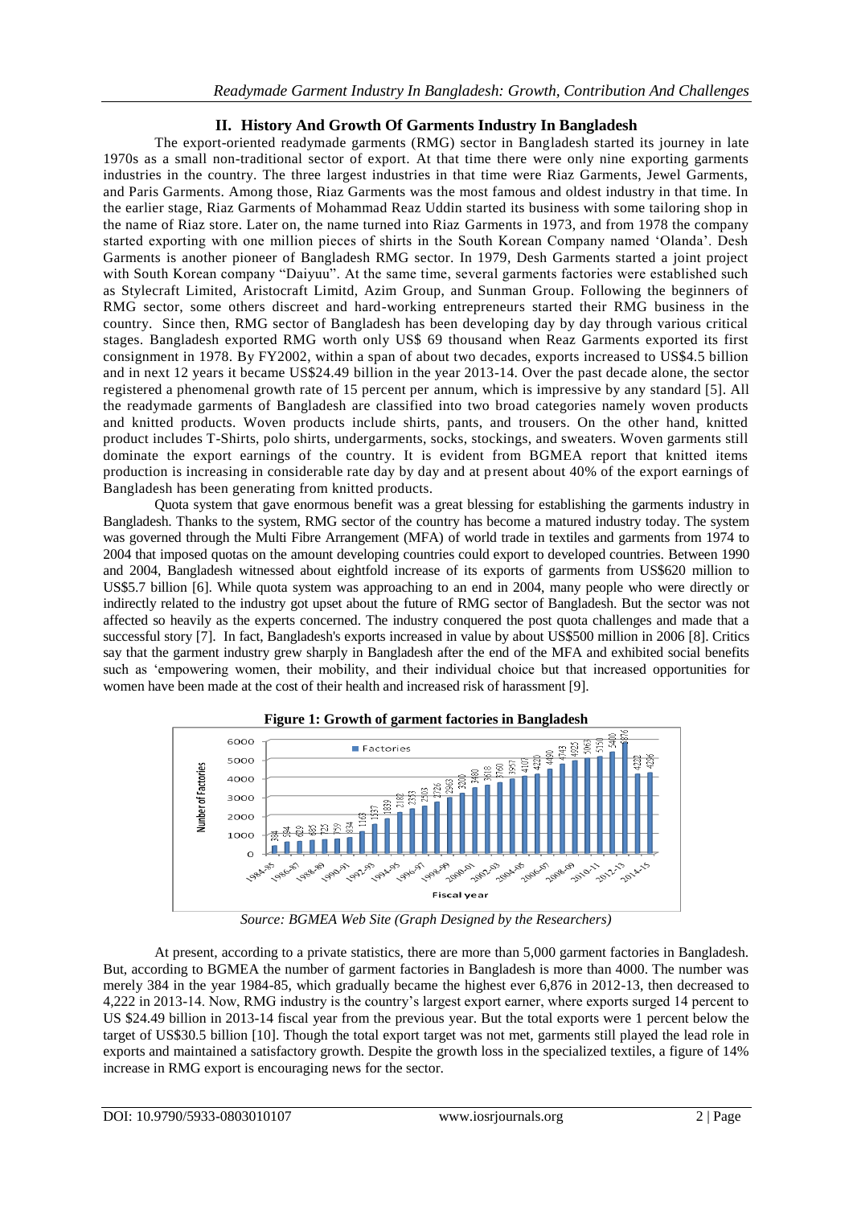## II. History And Growth Of Garments Industry In Bangladesh

The export-oriented readymade garments (RMG) sector in Bangladesh started its journey in late 1970s as a small non-traditional sector of export. At that time there were only nine exporting garments industries in the country. The three largest industries in that time were Riaz Garments, Jewel Garments, and Paris Garments. Among those, Riaz Garments was the most famous and oldest industry in that time. In the earlier stage, Riaz Garments of Mohammad Reaz Uddin started its business with some tailoring shop in the name of Riaz store. Later on, the name turned into Riaz Garments in 1973, and from 1978 the company started exporting with one million pieces of shirts in the South Korean Company named 'Olanda'. Desh Garments is another pioneer of Bangladesh RMG sector. In 1979, Desh Garments started a joint project with South Korean company "Daiyuu". At the same time, several garments factories were established such as Stylecraft Limited, Aristocraft Limitd, Azim Group, and Sunman Group. Following the beginners of RMG sector, some others discreet and hard-working entrepreneurs started their RMG business in the country. Since then, RMG sector of Bangladesh has been developing day by day through various critical stages. Bangladesh exported RMG worth only US$ 69 thousand when Reaz Garments exported its first consignment in 1978. By FY2002, within a span of about two decades, exports increased to US$4.5 billion and in next 12 years it became US$24.49 billion in the year 2013-14. Over the past decade alone, the sector registered a phenomenal growth rate of 15 percent per annum, which is impressive by any standard [5]. All the readymade garments of Bangladesh are classified into two broad categories namely woven products and knitted products. Woven products include shirts, pants, and trousers. On the other hand, knitted product includes T-Shirts, polo shirts, undergarments, socks, stockings, and sweaters. Woven garments still dominate the export earnings of the country. It is evident from BGMEA report that knitted items production is increasing in considerable rate day by day and at present about 40% of the export earnings of Bangladesh has been generating from knitted products.

Quota system that gave enormous benefit was a great blessing for establishing the garments industry in Bangladesh. Thanks to the system, RMG sector of the country has become a matured industry today. The system was governed through the Multi Fibre Arrangement (MFA) of world trade in textiles and garments from 1974 to 2004 that imposed quotas on the amount developing countries could export to developed countries. Between 1990 and 2004, Bangladesh witnessed about eightfold increase of its exports of garments from US$620 million to US$5.7 billion [6]. While quota system was approaching to an end in 2004, many people who were directly or indirectly related to the industry got upset about the future of RMG sector of Bangladesh. But the sector was not affected so heavily as the experts concerned. The industry conquered the post quota challenges and made that a successful story [7]. In fact, Bangladesh's exports increased in value by about US$500 million in 2006 [8]. Critics say that the garment industry grew sharply in Bangladesh after the end of the MFA and exhibited social benefits such as 'empowering women, their mobility, and their individual choice but that increased opportunities for women have been made at the cost of their health and increased risk of harassment [9].

**Figure 1: Growth of garment factories in Bangladesh**

*Source: BGMEA Web Site (Graph Designed by the Researchers)*

At present, according to a private statistics, there are more than 5,000 garment factories in Bangladesh. But, according to BGMEA the number of garment factories in Bangladesh is more than 4000. The number was merely 384 in the year 1984-85, which gradually became the highest ever 6,876 in 2012-13, then decreased to 4,222 in 2013-14. Now, RMG industry is the country's largest export earner, where exports surged 14 percent to US $24.49 billion in 2013-14 fiscal year from the previous year. But the total exports were 1 percent below the target of US$30.5 billion [10]. Though the total export target was not met, garments still played the lead role in exports and maintained a satisfactory growth. Despite the growth loss in the specialized textiles, a figure of 14% increase in RMG export is encouraging news for the sector.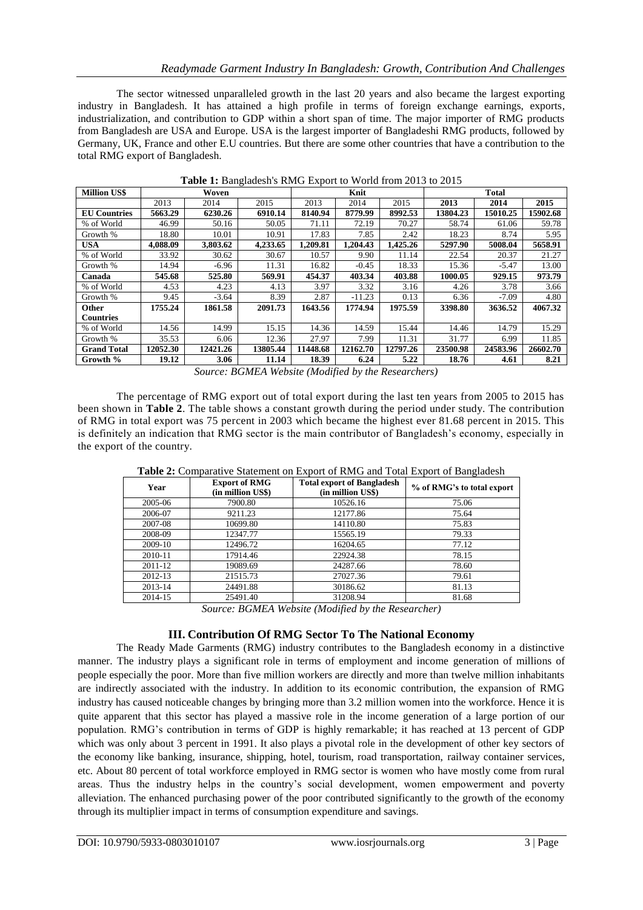The sector witnessed unparalleled growth in the last 20 years and also became the largest exporting industry in Bangladesh. It has attained a high profile in terms of foreign exchange earnings, exports, industrialization, and contribution to GDP within a short span of time. The major importer of RMG products from Bangladesh are USA and Europe. USA is the largest importer of Bangladeshi RMG products, followed by Germany, UK, France and other E.U countries. But there are some other countries that have a contribution to the total RMG export of Bangladesh.

**Table 1:** Bangladesh's RMG Export to World from 2013 to 2015

| Million US$ | Woven | | | Knit | | | Total | | |
|---|---|---|---|---|---|---|---|---|---|
| | 2013 | 2014 | 2015 | 2013 | 2014 | 2015 | **2013** | **2014** | **2015** |
| **EU Countries** | **5663.29** | **6230.26** | **6910.14** | **8140.94** | **8779.99** | **8992.53** | **13804.23** | **15010.25** | **15902.68** |
| % of World | 46.99 | 50.16 | 50.05 | 71.11 | 72.19 | 70.27 | 58.74 | 61.06 | 59.78 |
| Growth % | 18.80 | 10.01 | 10.91 | 17.83 | 7.85 | 2.42 | 18.23 | 8.74 | 5.95 |
| **USA** | **4,088.09** | **3,803.62** | **4,233.65** | **1,209.81** | **1,204.43** | **1,425.26** | **5297.90** | **5008.04** | **5658.91** |
| % of World | 33.92 | 30.62 | 30.67 | 10.57 | 9.90 | 11.14 | 22.54 | 20.37 | 21.27 |
| Growth % | 14.94 | -6.96 | 11.31 | 16.82 | -0.45 | 18.33 | 15.36 | -5.47 | 13.00 |
| **Canada** | **545.68** | **525.80** | **569.91** | **454.37** | **403.34** | **403.88** | **1000.05** | **929.15** | **973.79** |
| % of World | 4.53 | 4.23 | 4.13 | 3.97 | 3.32 | 3.16 | 4.26 | 3.78 | 3.66 |
| Growth % | 9.45 | -3.64 | 8.39 | 2.87 | -11.23 | 0.13 | 6.36 | -7.09 | 4.80 |
| **Other Countries** | **1755.24** | **1861.58** | **2091.73** | **1643.56** | **1774.94** | **1975.59** | **3398.80** | **3636.52** | **4067.32** |
| % of World | 14.56 | 14.99 | 15.15 | 14.36 | 14.59 | 15.44 | 14.46 | 14.79 | 15.29 |
| Growth % | 35.53 | 6.06 | 12.36 | 27.97 | 7.99 | 11.31 | 31.77 | 6.99 | 11.85 |
| **Grand Total** | **12052.30** | **12421.26** | **13805.44** | **11448.68** | **12162.70** | **12797.26** | **23500.98** | **24583.96** | **26602.70** |
| **Growth %** | **19.12** | **3.06** | **11.14** | **18.39** | **6.24** | **5.22** | **18.76** | **4.61** | **8.21** |

*Source: BGMEA Website (Modified by the Researchers)*

The percentage of RMG export out of total export during the last ten years from 2005 to 2015 has been shown in **Table 2**. The table shows a constant growth during the period under study. The contribution of RMG in total export was 75 percent in 2003 which became the highest ever 81.68 percent in 2015. This is definitely an indication that RMG sector is the main contributor of Bangladesh's economy, especially in the export of the country.

**Table 2:** Comparative Statement on Export of RMG and Total Export of Bangladesh

| Year | Export of RMG (in million US$) | Total export of Bangladesh (in million US$) | % of RMG's to total export |
|---|---|---|---|
| 2005-06 | 7900.80 | 10526.16 | 75.06 |
| 2006-07 | 9211.23 | 12177.86 | 75.64 |
| 2007-08 | 10699.80 | 14110.80 | 75.83 |
| 2008-09 | 12347.77 | 15565.19 | 79.33 |
| 2009-10 | 12496.72 | 16204.65 | 77.12 |
| 2010-11 | 17914.46 | 22924.38 | 78.15 |
| 2011-12 | 19089.69 | 24287.66 | 78.60 |
| 2012-13 | 21515.73 | 27027.36 | 79.61 |
| 2013-14 | 24491.88 | 30186.62 | 81.13 |
| 2014-15 | 25491.40 | 31208.94 | 81.68 |

*Source: BGMEA Website (Modified by the Researcher)*

## III. Contribution Of RMG Sector To The National Economy

The Ready Made Garments (RMG) industry contributes to the Bangladesh economy in a distinctive manner. The industry plays a significant role in terms of employment and income generation of millions of people especially the poor. More than five million workers are directly and more than twelve million inhabitants are indirectly associated with the industry. In addition to its economic contribution, the expansion of RMG industry has caused noticeable changes by bringing more than 3.2 million women into the workforce. Hence it is quite apparent that this sector has played a massive role in the income generation of a large portion of our population. RMG's contribution in terms of GDP is highly remarkable; it has reached at 13 percent of GDP which was only about 3 percent in 1991. It also plays a pivotal role in the development of other key sectors of the economy like banking, insurance, shipping, hotel, tourism, road transportation, railway container services, etc. About 80 percent of total workforce employed in RMG sector is women who have mostly come from rural areas. Thus the industry helps in the country's social development, women empowerment and poverty alleviation. The enhanced purchasing power of the poor contributed significantly to the growth of the economy through its multiplier impact in terms of consumption expenditure and savings.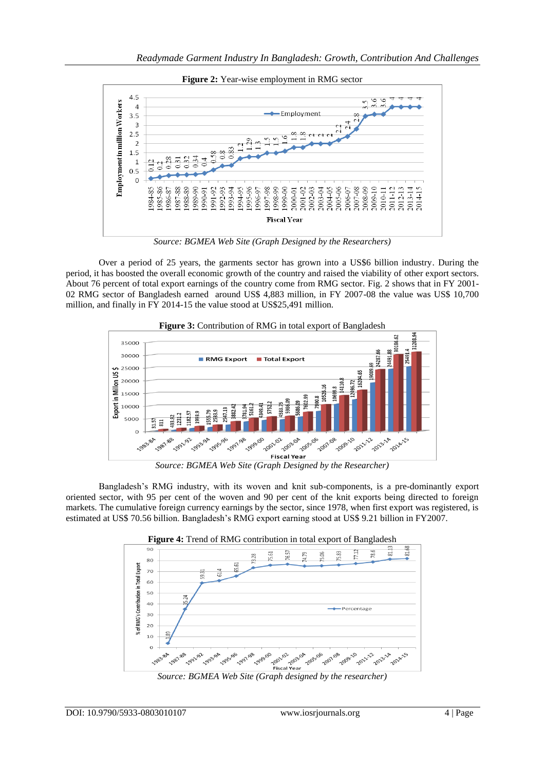**Figure 2:** Year-wise employment in RMG sector

*Source: BGMEA Web Site (Graph Designed by the Researchers)*

Over a period of 25 years, the garments sector has grown into a US$6 billion industry. During the period, it has boosted the overall economic growth of the country and raised the viability of other export sectors. About 76 percent of total export earnings of the country come from RMG sector. Fig. 2 shows that in FY 2001-02 RMG sector of Bangladesh earned around US$ 4,883 million, in FY 2007-08 the value was US$ 10,700 million, and finally in FY 2014-15 the value stood at US$25,491 million.

**Figure 3:** Contribution of RMG in total export of Bangladesh

*Source: BGMEA Web Site (Graph Designed by the Researcher)*

Bangladesh's RMG industry, with its woven and knit sub-components, is a pre-dominantly export oriented sector, with 95 per cent of the woven and 90 per cent of the knit exports being directed to foreign markets. The cumulative foreign currency earnings by the sector, since 1978, when first export was registered, is estimated at US$ 70.56 billion. Bangladesh's RMG export earning stood at US$ 9.21 billion in FY2007.

**Figure 4:** Trend of RMG contribution in total export of Bangladesh

*Source: BGMEA Web Site (Graph designed by the researcher)*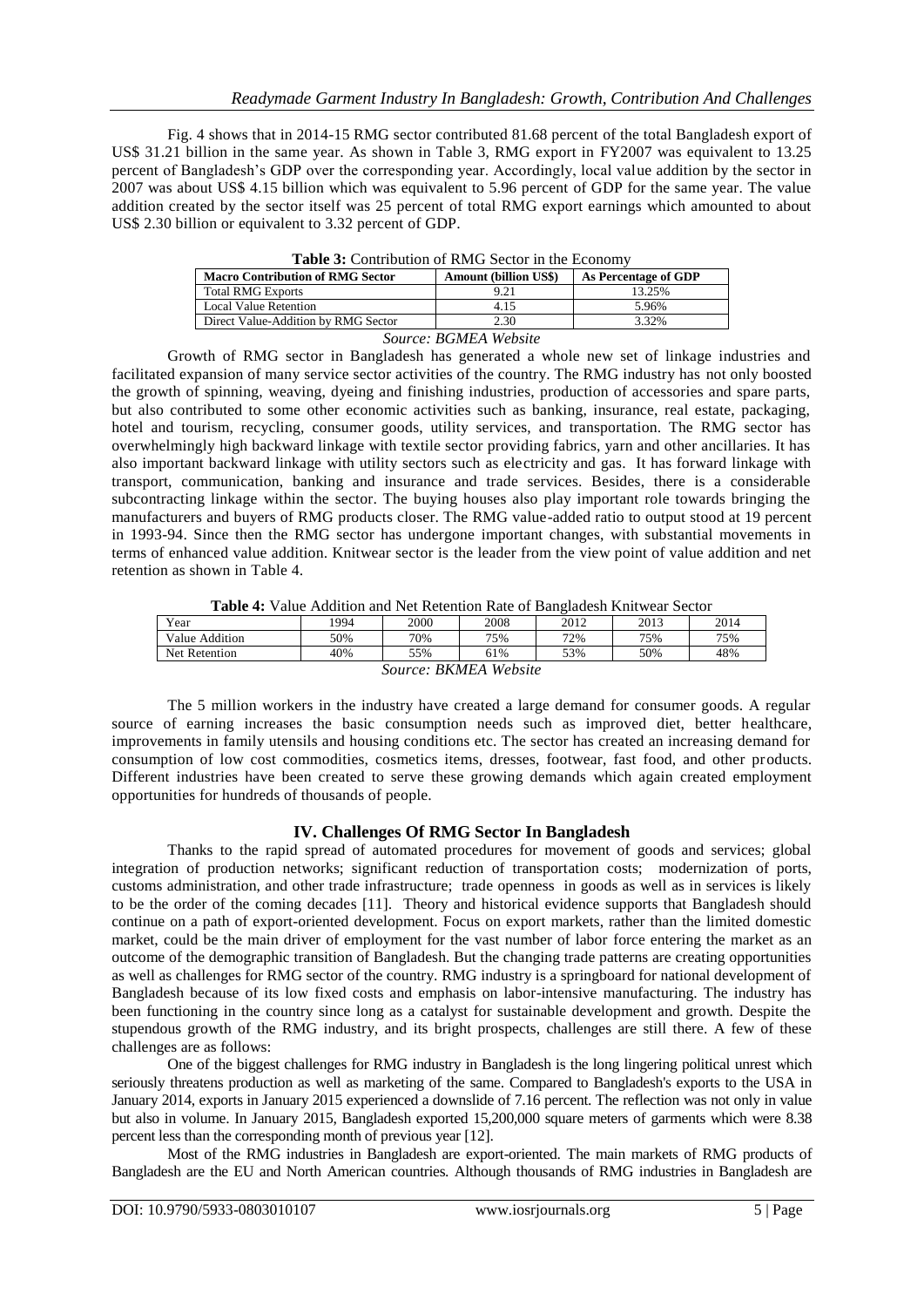Fig. 4 shows that in 2014-15 RMG sector contributed 81.68 percent of the total Bangladesh export of US$ 31.21 billion in the same year. As shown in Table 3, RMG export in FY2007 was equivalent to 13.25 percent of Bangladesh's GDP over the corresponding year. Accordingly, local value addition by the sector in 2007 was about US$ 4.15 billion which was equivalent to 5.96 percent of GDP for the same year. The value addition created by the sector itself was 25 percent of total RMG export earnings which amounted to about US$ 2.30 billion or equivalent to 3.32 percent of GDP.

**Table 3:** Contribution of RMG Sector in the Economy

| Macro Contribution of RMG Sector | Amount (billion US$) | As Percentage of GDP |
|---|---|---|
| Total RMG Exports | 9.21 | 13.25% |
| Local Value Retention | 4.15 | 5.96% |
| Direct Value-Addition by RMG Sector | 2.30 | 3.32% |

*Source: BGMEA Website*

Growth of RMG sector in Bangladesh has generated a whole new set of linkage industries and facilitated expansion of many service sector activities of the country. The RMG industry has not only boosted the growth of spinning, weaving, dyeing and finishing industries, production of accessories and spare parts, but also contributed to some other economic activities such as banking, insurance, real estate, packaging, hotel and tourism, recycling, consumer goods, utility services, and transportation. The RMG sector has overwhelmingly high backward linkage with textile sector providing fabrics, yarn and other ancillaries. It has also important backward linkage with utility sectors such as electricity and gas. It has forward linkage with transport, communication, banking and insurance and trade services. Besides, there is a considerable subcontracting linkage within the sector. The buying houses also play important role towards bringing the manufacturers and buyers of RMG products closer. The RMG value-added ratio to output stood at 19 percent in 1993-94. Since then the RMG sector has undergone important changes, with substantial movements in terms of enhanced value addition. Knitwear sector is the leader from the view point of value addition and net retention as shown in Table 4.

**Table 4:** Value Addition and Net Retention Rate of Bangladesh Knitwear Sector

| Year | 1994 | 2000 | 2008 | 2012 | 2013 | 2014 |
|---|---|---|---|---|---|---|
| Value Addition | 50% | 70% | 75% | 72% | 75% | 75% |
| Net Retention | 40% | 55% | 61% | 53% | 50% | 48% |

*Source: BKMEA Website*

The 5 million workers in the industry have created a large demand for consumer goods. A regular source of earning increases the basic consumption needs such as improved diet, better healthcare, improvements in family utensils and housing conditions etc. The sector has created an increasing demand for consumption of low cost commodities, cosmetics items, dresses, footwear, fast food, and other products. Different industries have been created to serve these growing demands which again created employment opportunities for hundreds of thousands of people.

## IV. Challenges Of RMG Sector In Bangladesh

Thanks to the rapid spread of automated procedures for movement of goods and services; global integration of production networks; significant reduction of transportation costs; modernization of ports, customs administration, and other trade infrastructure; trade openness in goods as well as in services is likely to be the order of the coming decades [11]. Theory and historical evidence supports that Bangladesh should continue on a path of export-oriented development. Focus on export markets, rather than the limited domestic market, could be the main driver of employment for the vast number of labor force entering the market as an outcome of the demographic transition of Bangladesh. But the changing trade patterns are creating opportunities as well as challenges for RMG sector of the country. RMG industry is a springboard for national development of Bangladesh because of its low fixed costs and emphasis on labor-intensive manufacturing. The industry has been functioning in the country since long as a catalyst for sustainable development and growth. Despite the stupendous growth of the RMG industry, and its bright prospects, challenges are still there. A few of these challenges are as follows:

One of the biggest challenges for RMG industry in Bangladesh is the long lingering political unrest which seriously threatens production as well as marketing of the same. Compared to Bangladesh's exports to the USA in January 2014, exports in January 2015 experienced a downslide of 7.16 percent. The reflection was not only in value but also in volume. In January 2015, Bangladesh exported 15,200,000 square meters of garments which were 8.38 percent less than the corresponding month of previous year [12].

Most of the RMG industries in Bangladesh are export-oriented. The main markets of RMG products of Bangladesh are the EU and North American countries. Although thousands of RMG industries in Bangladesh are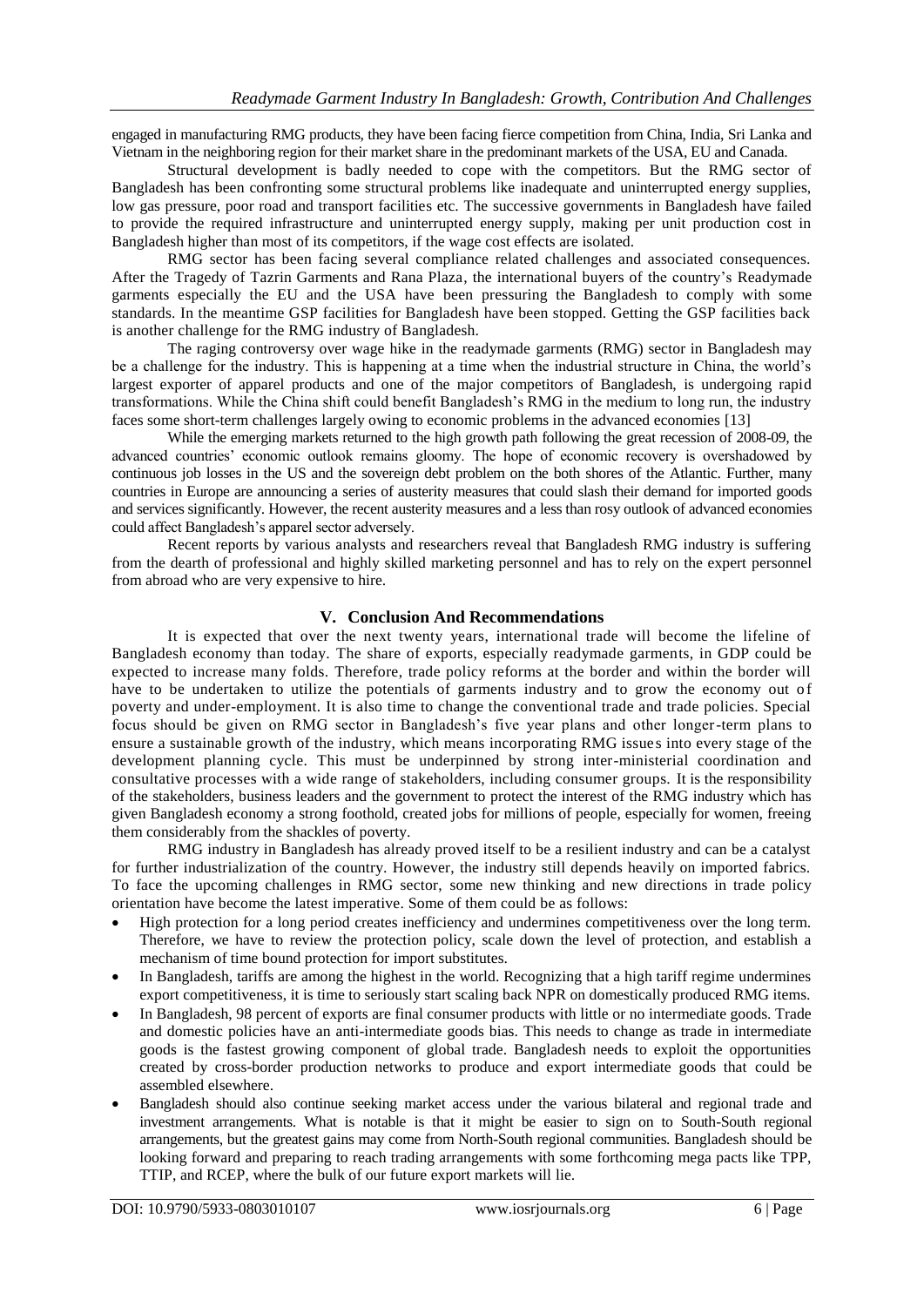engaged in manufacturing RMG products, they have been facing fierce competition from China, India, Sri Lanka and Vietnam in the neighboring region for their market share in the predominant markets of the USA, EU and Canada.

Structural development is badly needed to cope with the competitors. But the RMG sector of Bangladesh has been confronting some structural problems like inadequate and uninterrupted energy supplies, low gas pressure, poor road and transport facilities etc. The successive governments in Bangladesh have failed to provide the required infrastructure and uninterrupted energy supply, making per unit production cost in Bangladesh higher than most of its competitors, if the wage cost effects are isolated.

RMG sector has been facing several compliance related challenges and associated consequences. After the Tragedy of Tazrin Garments and Rana Plaza, the international buyers of the country's Readymade garments especially the EU and the USA have been pressuring the Bangladesh to comply with some standards. In the meantime GSP facilities for Bangladesh have been stopped. Getting the GSP facilities back is another challenge for the RMG industry of Bangladesh.

The raging controversy over wage hike in the readymade garments (RMG) sector in Bangladesh may be a challenge for the industry. This is happening at a time when the industrial structure in China, the world's largest exporter of apparel products and one of the major competitors of Bangladesh, is undergoing rapid transformations. While the China shift could benefit Bangladesh's RMG in the medium to long run, the industry faces some short-term challenges largely owing to economic problems in the advanced economies [13]

While the emerging markets returned to the high growth path following the great recession of 2008-09, the advanced countries' economic outlook remains gloomy. The hope of economic recovery is overshadowed by continuous job losses in the US and the sovereign debt problem on the both shores of the Atlantic. Further, many countries in Europe are announcing a series of austerity measures that could slash their demand for imported goods and services significantly. However, the recent austerity measures and a less than rosy outlook of advanced economies could affect Bangladesh's apparel sector adversely.

Recent reports by various analysts and researchers reveal that Bangladesh RMG industry is suffering from the dearth of professional and highly skilled marketing personnel and has to rely on the expert personnel from abroad who are very expensive to hire.

## V. Conclusion And Recommendations

It is expected that over the next twenty years, international trade will become the lifeline of Bangladesh economy than today. The share of exports, especially readymade garments, in GDP could be expected to increase many folds. Therefore, trade policy reforms at the border and within the border will have to be undertaken to utilize the potentials of garments industry and to grow the economy out of poverty and under-employment. It is also time to change the conventional trade and trade policies. Special focus should be given on RMG sector in Bangladesh's five year plans and other longer-term plans to ensure a sustainable growth of the industry, which means incorporating RMG issues into every stage of the development planning cycle. This must be underpinned by strong inter-ministerial coordination and consultative processes with a wide range of stakeholders, including consumer groups. It is the responsibility of the stakeholders, business leaders and the government to protect the interest of the RMG industry which has given Bangladesh economy a strong foothold, created jobs for millions of people, especially for women, freeing them considerably from the shackles of poverty.

RMG industry in Bangladesh has already proved itself to be a resilient industry and can be a catalyst for further industrialization of the country. However, the industry still depends heavily on imported fabrics. To face the upcoming challenges in RMG sector, some new thinking and new directions in trade policy orientation have become the latest imperative. Some of them could be as follows:

- High protection for a long period creates inefficiency and undermines competitiveness over the long term. Therefore, we have to review the protection policy, scale down the level of protection, and establish a mechanism of time bound protection for import substitutes.
- In Bangladesh, tariffs are among the highest in the world. Recognizing that a high tariff regime undermines export competitiveness, it is time to seriously start scaling back NPR on domestically produced RMG items.
- In Bangladesh, 98 percent of exports are final consumer products with little or no intermediate goods. Trade and domestic policies have an anti-intermediate goods bias. This needs to change as trade in intermediate goods is the fastest growing component of global trade. Bangladesh needs to exploit the opportunities created by cross-border production networks to produce and export intermediate goods that could be assembled elsewhere.
- Bangladesh should also continue seeking market access under the various bilateral and regional trade and investment arrangements. What is notable is that it might be easier to sign on to South-South regional arrangements, but the greatest gains may come from North-South regional communities. Bangladesh should be looking forward and preparing to reach trading arrangements with some forthcoming mega pacts like TPP, TTIP, and RCEP, where the bulk of our future export markets will lie.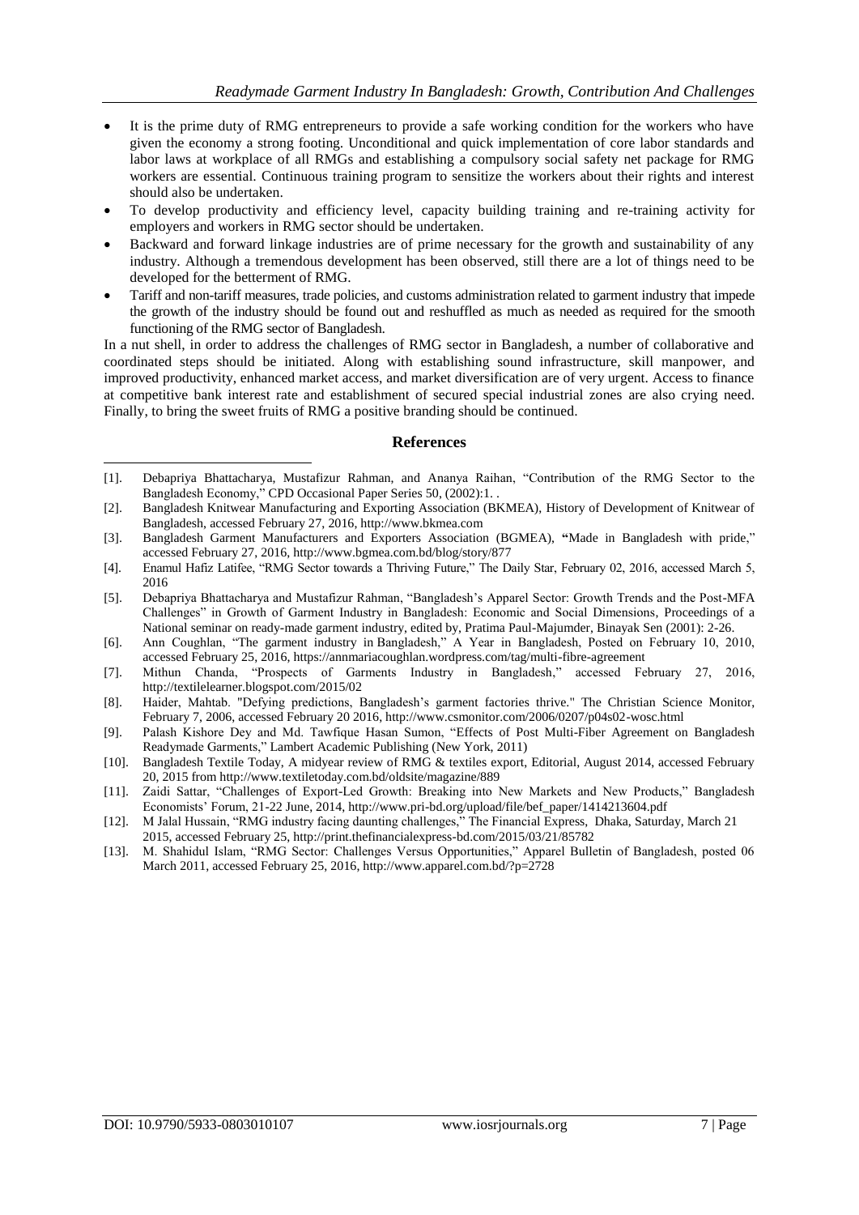- It is the prime duty of RMG entrepreneurs to provide a safe working condition for the workers who have given the economy a strong footing. Unconditional and quick implementation of core labor standards and labor laws at workplace of all RMGs and establishing a compulsory social safety net package for RMG workers are essential. Continuous training program to sensitize the workers about their rights and interest should also be undertaken.
- To develop productivity and efficiency level, capacity building training and re-training activity for employers and workers in RMG sector should be undertaken.
- Backward and forward linkage industries are of prime necessary for the growth and sustainability of any industry. Although a tremendous development has been observed, still there are a lot of things need to be developed for the betterment of RMG.
- Tariff and non-tariff measures, trade policies, and customs administration related to garment industry that impede the growth of the industry should be found out and reshuffled as much as needed as required for the smooth functioning of the RMG sector of Bangladesh.

In a nut shell, in order to address the challenges of RMG sector in Bangladesh, a number of collaborative and coordinated steps should be initiated. Along with establishing sound infrastructure, skill manpower, and improved productivity, enhanced market access, and market diversification are of very urgent. Access to finance at competitive bank interest rate and establishment of secured special industrial zones are also crying need. Finally, to bring the sweet fruits of RMG a positive branding should be continued.

## References

[1]. Debapriya Bhattacharya, Mustafizur Rahman, and Ananya Raihan, "Contribution of the RMG Sector to the Bangladesh Economy," CPD Occasional Paper Series 50, (2002):1. .

[2]. Bangladesh Knitwear Manufacturing and Exporting Association (BKMEA), History of Development of Knitwear of Bangladesh, accessed February 27, 2016, http://www.bkmea.com

[3]. Bangladesh Garment Manufacturers and Exporters Association (BGMEA), "Made in Bangladesh with pride," accessed February 27, 2016, http://www.bgmea.com.bd/blog/story/877

[4]. Enamul Hafiz Latifee, "RMG Sector towards a Thriving Future," The Daily Star, February 02, 2016, accessed March 5, 2016

[5]. Debapriya Bhattacharya and Mustafizur Rahman, "Bangladesh's Apparel Sector: Growth Trends and the Post-MFA Challenges" in Growth of Garment Industry in Bangladesh: Economic and Social Dimensions, Proceedings of a National seminar on ready-made garment industry, edited by, Pratima Paul-Majumder, Binayak Sen (2001): 2-26.

[6]. Ann Coughlan, "The garment industry in Bangladesh," A Year in Bangladesh, Posted on February 10, 2010, accessed February 25, 2016, https://annmariacoughlan.wordpress.com/tag/multi-fibre-agreement

[7]. Mithun Chanda, "Prospects of Garments Industry in Bangladesh," accessed February 27, 2016, http://textilelearner.blogspot.com/2015/02

[8]. Haider, Mahtab. "Defying predictions, Bangladesh's garment factories thrive." The Christian Science Monitor, February 7, 2006, accessed February 20 2016, http://www.csmonitor.com/2006/0207/p04s02-wosc.html

[9]. Palash Kishore Dey and Md. Tawfique Hasan Sumon, "Effects of Post Multi-Fiber Agreement on Bangladesh Readymade Garments," Lambert Academic Publishing (New York, 2011)

[10]. Bangladesh Textile Today, A midyear review of RMG & textiles export, Editorial, August 2014, accessed February 20, 2015 from http://www.textiletoday.com.bd/oldsite/magazine/889

[11]. Zaidi Sattar, "Challenges of Export-Led Growth: Breaking into New Markets and New Products," Bangladesh Economists' Forum, 21-22 June, 2014, http://www.pri-bd.org/upload/file/bef_paper/1414213604.pdf

[12]. M Jalal Hussain, "RMG industry facing daunting challenges," The Financial Express, Dhaka, Saturday, March 21 2015, accessed February 25, http://print.thefinancialexpress-bd.com/2015/03/21/85782

[13]. M. Shahidul Islam, "RMG Sector: Challenges Versus Opportunities," Apparel Bulletin of Bangladesh, posted 06 March 2011, accessed February 25, 2016, http://www.apparel.com.bd/?p=2728